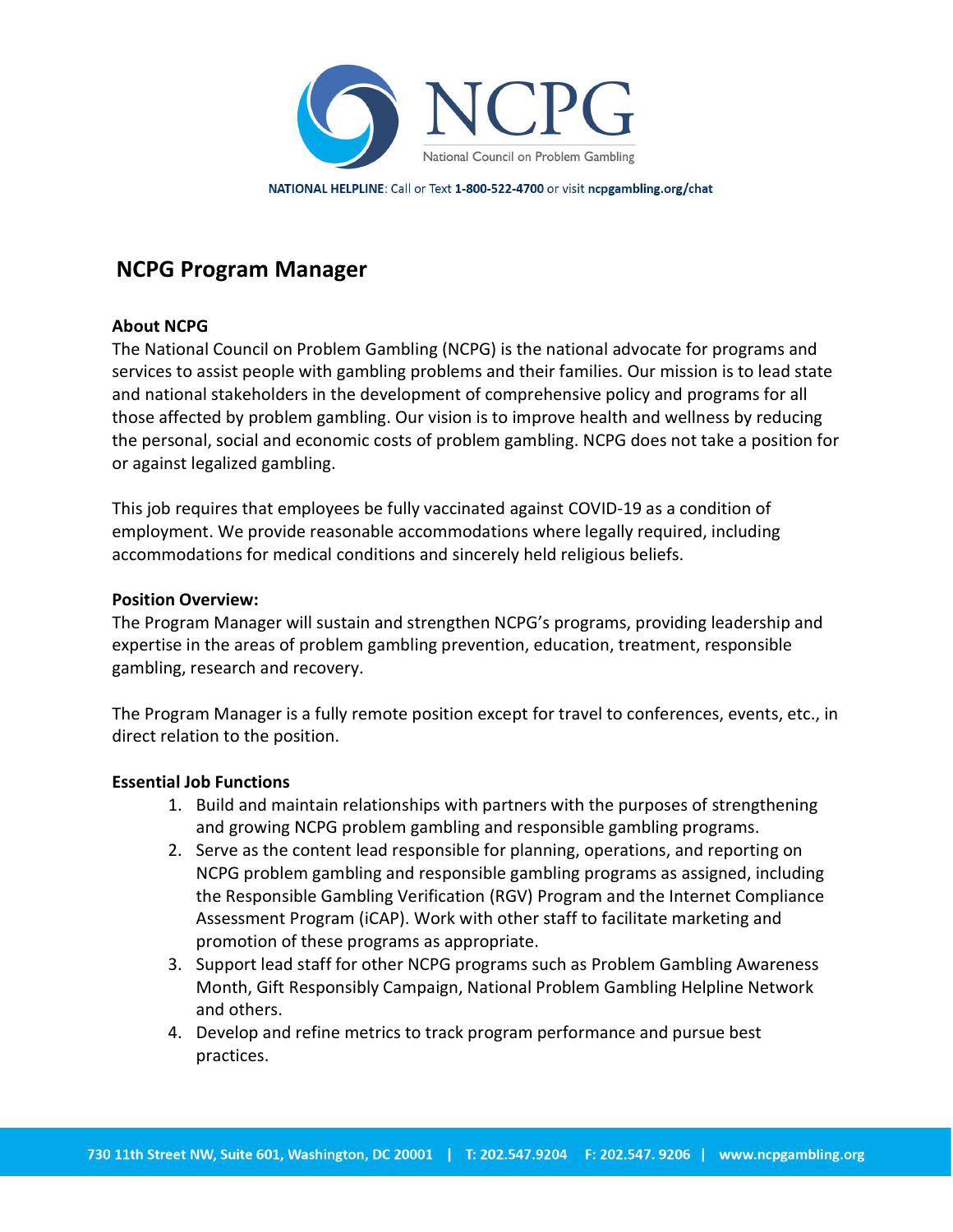NATIONAL HELPLINE: Call or Text 1-800-522-4700 or visit ncpgambling.org/chat

# NCPG Program Manager

**About NCPG**

The National Council on Problem Gambling (NCPG) is the national advocate for programs and services to assist people with gambling problems and their families. Our mission is to lead state and national stakeholders in the development of comprehensive policy and programs for all those affected by problem gambling. Our vision is to improve health and wellness by reducing the personal, social and economic costs of problem gambling. NCPG does not take a position for or against legalized gambling.

This job requires that employees be fully vaccinated against COVID-19 as a condition of employment. We provide reasonable accommodations where legally required, including accommodations for medical conditions and sincerely held religious beliefs.

**Position Overview:**

The Program Manager will sustain and strengthen NCPG's programs, providing leadership and expertise in the areas of problem gambling prevention, education, treatment, responsible gambling, research and recovery.

The Program Manager is a fully remote position except for travel to conferences, events, etc., in direct relation to the position.

**Essential Job Functions**

1. Build and maintain relationships with partners with the purposes of strengthening and growing NCPG problem gambling and responsible gambling programs.
2. Serve as the content lead responsible for planning, operations, and reporting on NCPG problem gambling and responsible gambling programs as assigned, including the Responsible Gambling Verification (RGV) Program and the Internet Compliance Assessment Program (iCAP). Work with other staff to facilitate marketing and promotion of these programs as appropriate.
3. Support lead staff for other NCPG programs such as Problem Gambling Awareness Month, Gift Responsibly Campaign, National Problem Gambling Helpline Network and others.
4. Develop and refine metrics to track program performance and pursue best practices.

730 11th Street NW, Suite 601, Washington, DC 20001 | T: 202.547.9204 F: 202.547. 9206 | www.ncpgambling.org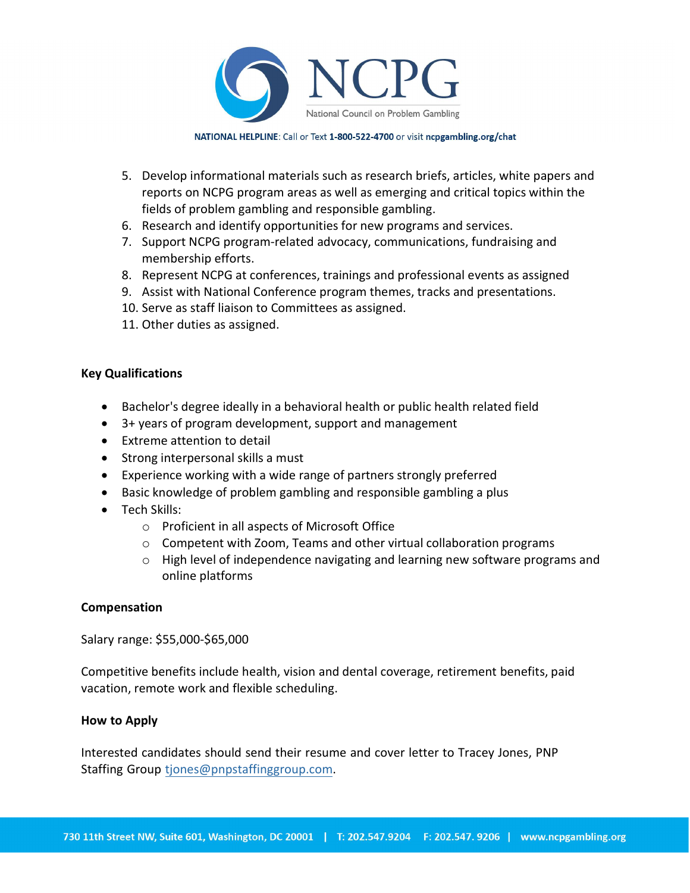5. Develop informational materials such as research briefs, articles, white papers and reports on NCPG program areas as well as emerging and critical topics within the fields of problem gambling and responsible gambling.
6. Research and identify opportunities for new programs and services.
7. Support NCPG program-related advocacy, communications, fundraising and membership efforts.
8. Represent NCPG at conferences, trainings and professional events as assigned
9. Assist with National Conference program themes, tracks and presentations.
10. Serve as staff liaison to Committees as assigned.
11. Other duties as assigned.

**Key Qualifications**

- Bachelor's degree ideally in a behavioral health or public health related field
- 3+ years of program development, support and management
- Extreme attention to detail
- Strong interpersonal skills a must
- Experience working with a wide range of partners strongly preferred
- Basic knowledge of problem gambling and responsible gambling a plus
- Tech Skills:
  - Proficient in all aspects of Microsoft Office
  - Competent with Zoom, Teams and other virtual collaboration programs
  - High level of independence navigating and learning new software programs and online platforms

**Compensation**

Salary range: $55,000-$65,000

Competitive benefits include health, vision and dental coverage, retirement benefits, paid vacation, remote work and flexible scheduling.

**How to Apply**

Interested candidates should send their resume and cover letter to Tracey Jones, PNP Staffing Group tjones@pnpstaffinggroup.com.